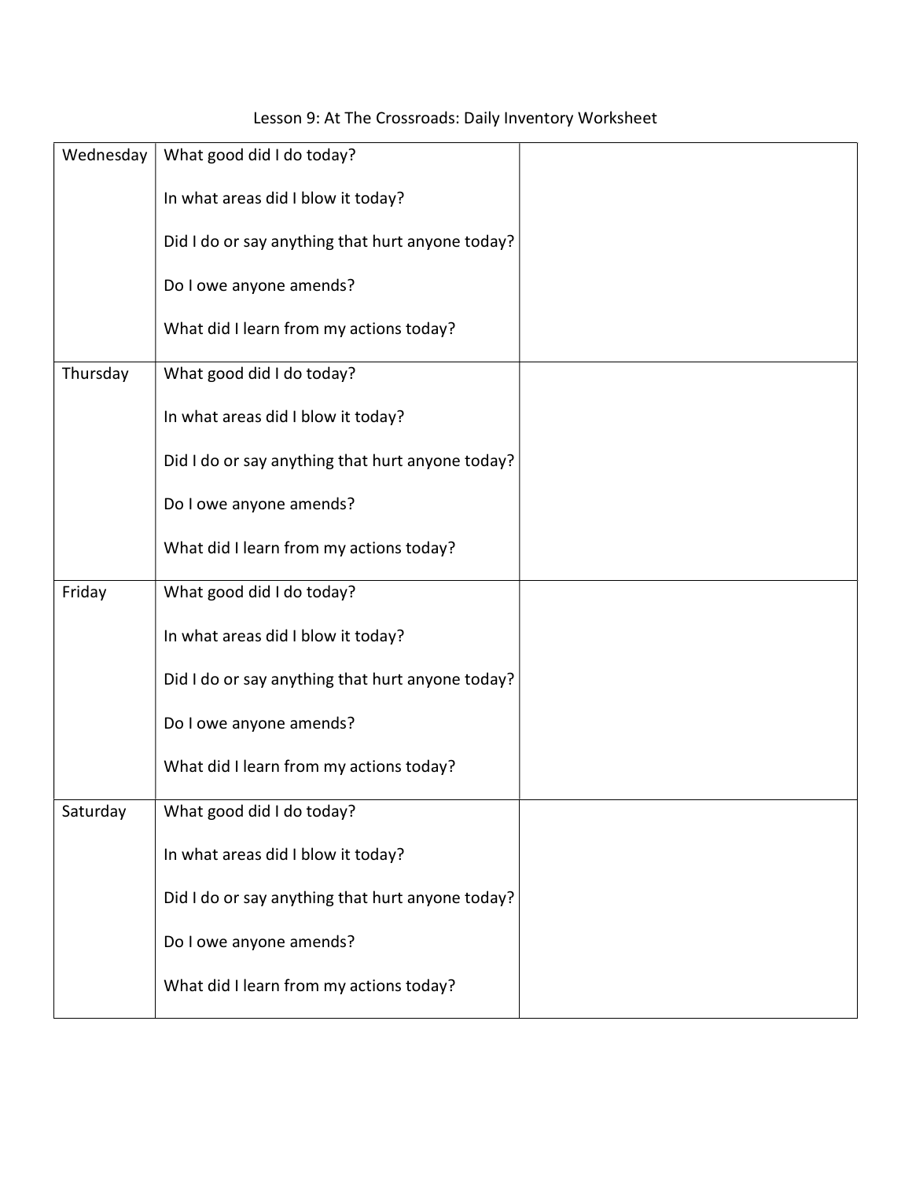Lesson 9: At The Crossroads: Daily Inventory Worksheet

| | | |
|---|---|---|
| Wednesday | What good did I do today?<br><br>In what areas did I blow it today?<br><br>Did I do or say anything that hurt anyone today?<br><br>Do I owe anyone amends?<br><br>What did I learn from my actions today? | |
| Thursday | What good did I do today?<br><br>In what areas did I blow it today?<br><br>Did I do or say anything that hurt anyone today?<br><br>Do I owe anyone amends?<br><br>What did I learn from my actions today? | |
| Friday | What good did I do today?<br><br>In what areas did I blow it today?<br><br>Did I do or say anything that hurt anyone today?<br><br>Do I owe anyone amends?<br><br>What did I learn from my actions today? | |
| Saturday | What good did I do today?<br><br>In what areas did I blow it today?<br><br>Did I do or say anything that hurt anyone today?<br><br>Do I owe anyone amends?<br><br>What did I learn from my actions today? | |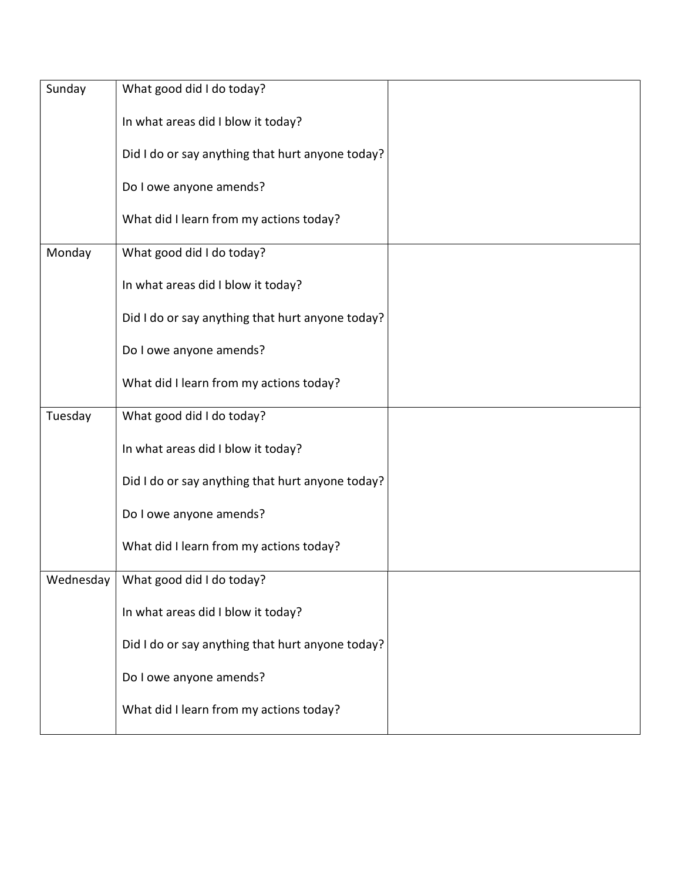| | | |
|---|---|---|
| Sunday | What good did I do today?<br><br>In what areas did I blow it today?<br><br>Did I do or say anything that hurt anyone today?<br><br>Do I owe anyone amends?<br><br>What did I learn from my actions today? | |
| Monday | What good did I do today?<br><br>In what areas did I blow it today?<br><br>Did I do or say anything that hurt anyone today?<br><br>Do I owe anyone amends?<br><br>What did I learn from my actions today? | |
| Tuesday | What good did I do today?<br><br>In what areas did I blow it today?<br><br>Did I do or say anything that hurt anyone today?<br><br>Do I owe anyone amends?<br><br>What did I learn from my actions today? | |
| Wednesday | What good did I do today?<br><br>In what areas did I blow it today?<br><br>Did I do or say anything that hurt anyone today?<br><br>Do I owe anyone amends?<br><br>What did I learn from my actions today? | |